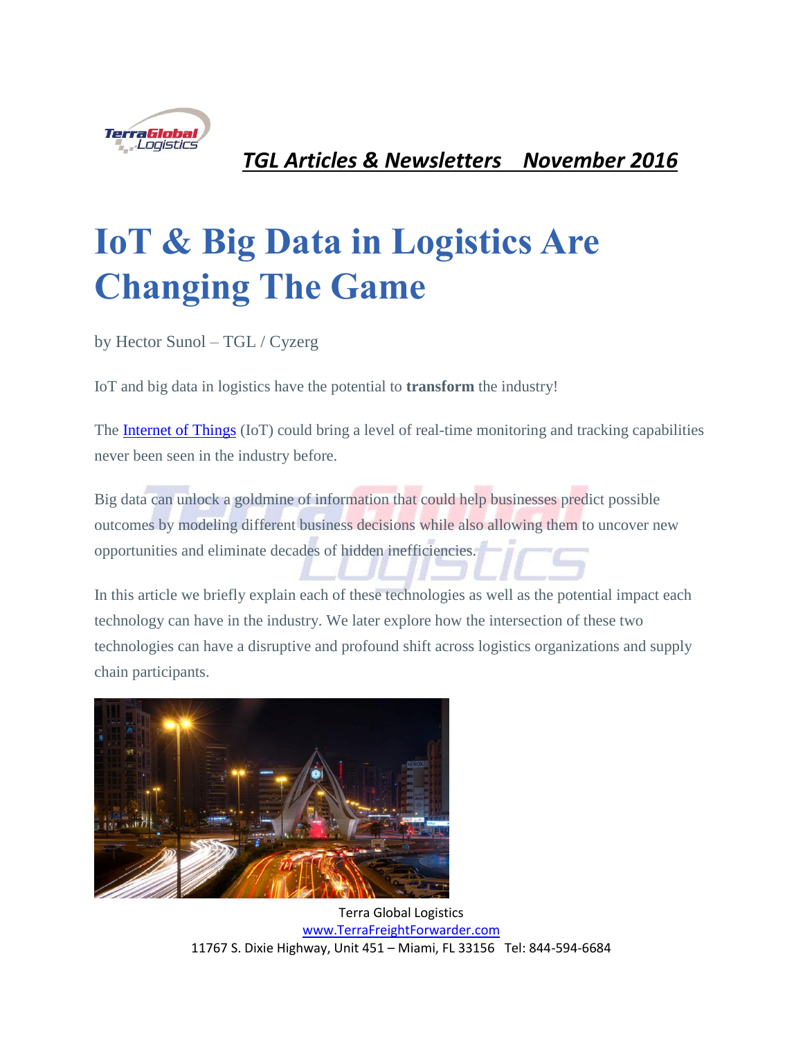*TGL Articles & Newsletters November 2016*

# IoT & Big Data in Logistics Are Changing The Game

by Hector Sunol – TGL / Cyzerg

IoT and big data in logistics have the potential to **transform** the industry!

The Internet of Things (IoT) could bring a level of real-time monitoring and tracking capabilities never been seen in the industry before.

Big data can unlock a goldmine of information that could help businesses predict possible outcomes by modeling different business decisions while also allowing them to uncover new opportunities and eliminate decades of hidden inefficiencies.

In this article we briefly explain each of these technologies as well as the potential impact each technology can have in the industry. We later explore how the intersection of these two technologies can have a disruptive and profound shift across logistics organizations and supply chain participants.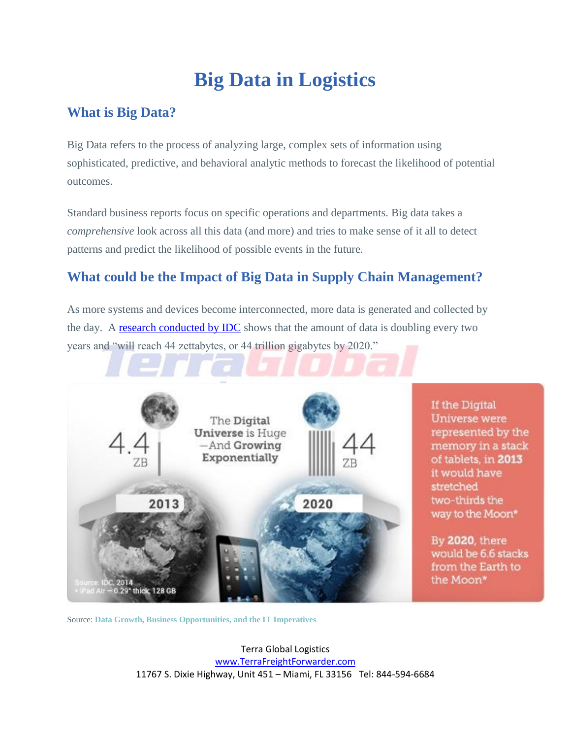# Big Data in Logistics

## What is Big Data?

Big Data refers to the process of analyzing large, complex sets of information using sophisticated, predictive, and behavioral analytic methods to forecast the likelihood of potential outcomes.

Standard business reports focus on specific operations and departments. Big data takes a *comprehensive* look across all this data (and more) and tries to make sense of it all to detect patterns and predict the likelihood of possible events in the future.

## What could be the Impact of Big Data in Supply Chain Management?

As more systems and devices become interconnected, more data is generated and collected by the day. A [research conducted by IDC](#) shows that the amount of data is doubling every two years and "will reach 44 zettabytes, or 44 trillion gigabytes by 2020."

The Digital Universe is Huge —And Growing Exponentially

2013: 4.4 ZB

2020: 44 ZB

If the Digital Universe were represented by the memory in a stack of tablets, in **2013** it would have stretched two-thirds the way to the Moon*

By **2020**, there would be 6.6 stacks from the Earth to the Moon*

Source: IDC, 2014
* iPad Air – 0.29" thick, 128 GB

Source: **Data Growth, Business Opportunities, and the IT Imperatives**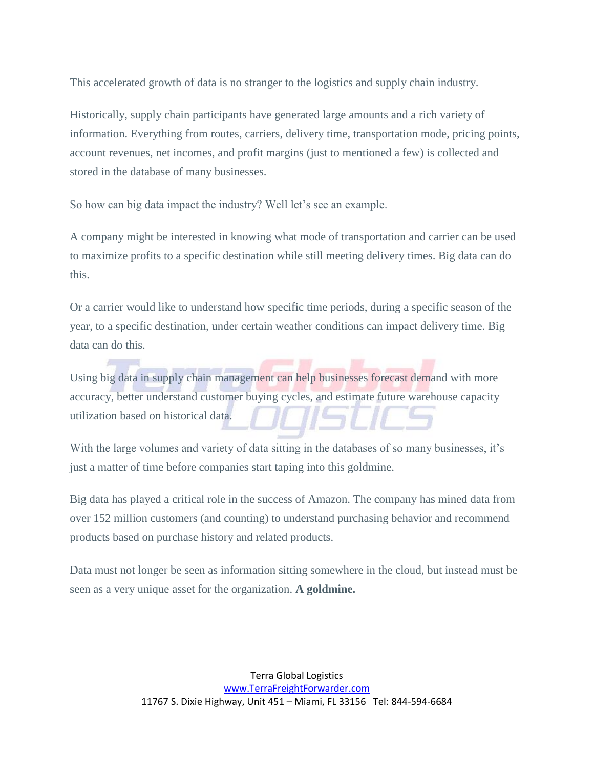This accelerated growth of data is no stranger to the logistics and supply chain industry.

Historically, supply chain participants have generated large amounts and a rich variety of information. Everything from routes, carriers, delivery time, transportation mode, pricing points, account revenues, net incomes, and profit margins (just to mentioned a few) is collected and stored in the database of many businesses.

So how can big data impact the industry? Well let's see an example.

A company might be interested in knowing what mode of transportation and carrier can be used to maximize profits to a specific destination while still meeting delivery times. Big data can do this.

Or a carrier would like to understand how specific time periods, during a specific season of the year, to a specific destination, under certain weather conditions can impact delivery time. Big data can do this.

Using big data in supply chain management can help businesses forecast demand with more accuracy, better understand customer buying cycles, and estimate future warehouse capacity utilization based on historical data.

With the large volumes and variety of data sitting in the databases of so many businesses, it's just a matter of time before companies start taping into this goldmine.

Big data has played a critical role in the success of Amazon. The company has mined data from over 152 million customers (and counting) to understand purchasing behavior and recommend products based on purchase history and related products.

Data must not longer be seen as information sitting somewhere in the cloud, but instead must be seen as a very unique asset for the organization. **A goldmine.**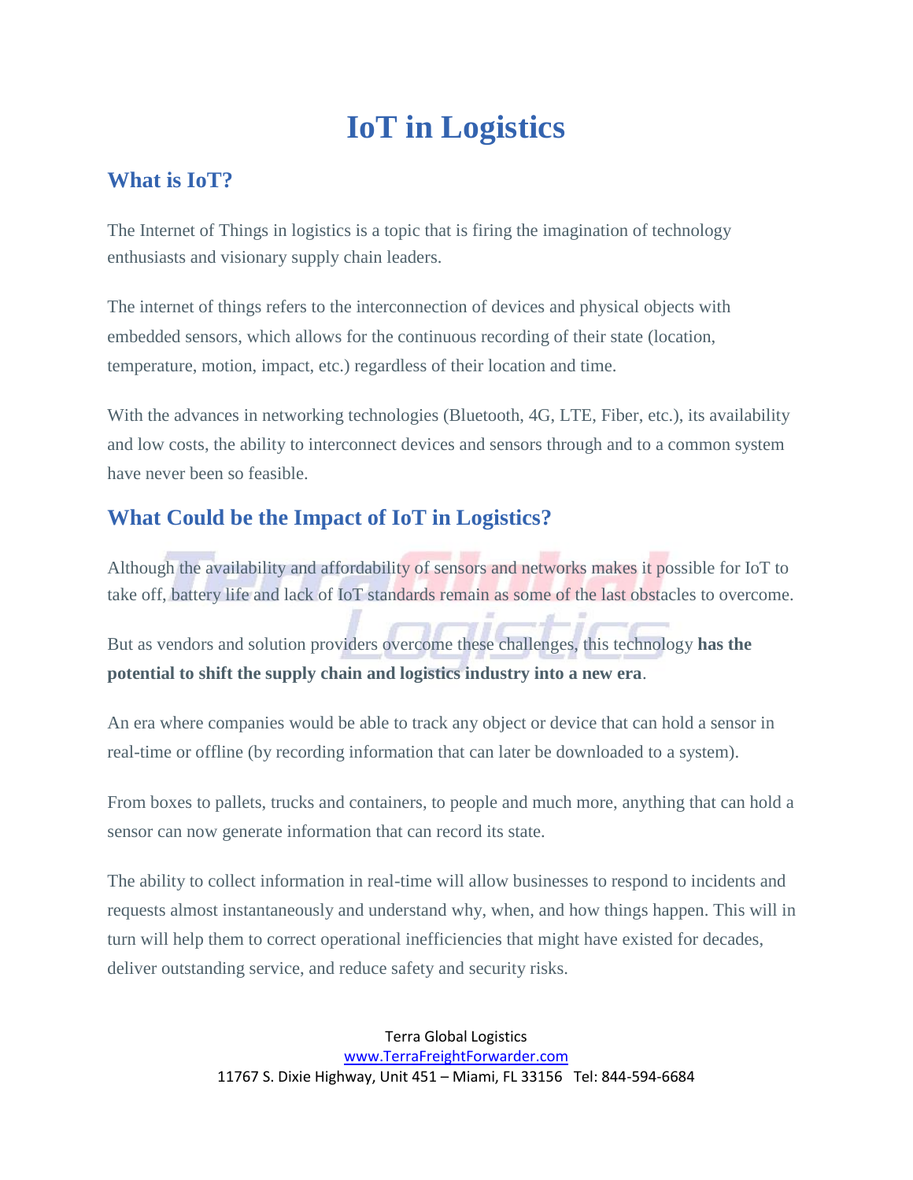# IoT in Logistics

## What is IoT?

The Internet of Things in logistics is a topic that is firing the imagination of technology enthusiasts and visionary supply chain leaders.

The internet of things refers to the interconnection of devices and physical objects with embedded sensors, which allows for the continuous recording of their state (location, temperature, motion, impact, etc.) regardless of their location and time.

With the advances in networking technologies (Bluetooth, 4G, LTE, Fiber, etc.), its availability and low costs, the ability to interconnect devices and sensors through and to a common system have never been so feasible.

## What Could be the Impact of IoT in Logistics?

Although the availability and affordability of sensors and networks makes it possible for IoT to take off, battery life and lack of IoT standards remain as some of the last obstacles to overcome.

But as vendors and solution providers overcome these challenges, this technology **has the potential to shift the supply chain and logistics industry into a new era**.

An era where companies would be able to track any object or device that can hold a sensor in real-time or offline (by recording information that can later be downloaded to a system).

From boxes to pallets, trucks and containers, to people and much more, anything that can hold a sensor can now generate information that can record its state.

The ability to collect information in real-time will allow businesses to respond to incidents and requests almost instantaneously and understand why, when, and how things happen. This will in turn will help them to correct operational inefficiencies that might have existed for decades, deliver outstanding service, and reduce safety and security risks.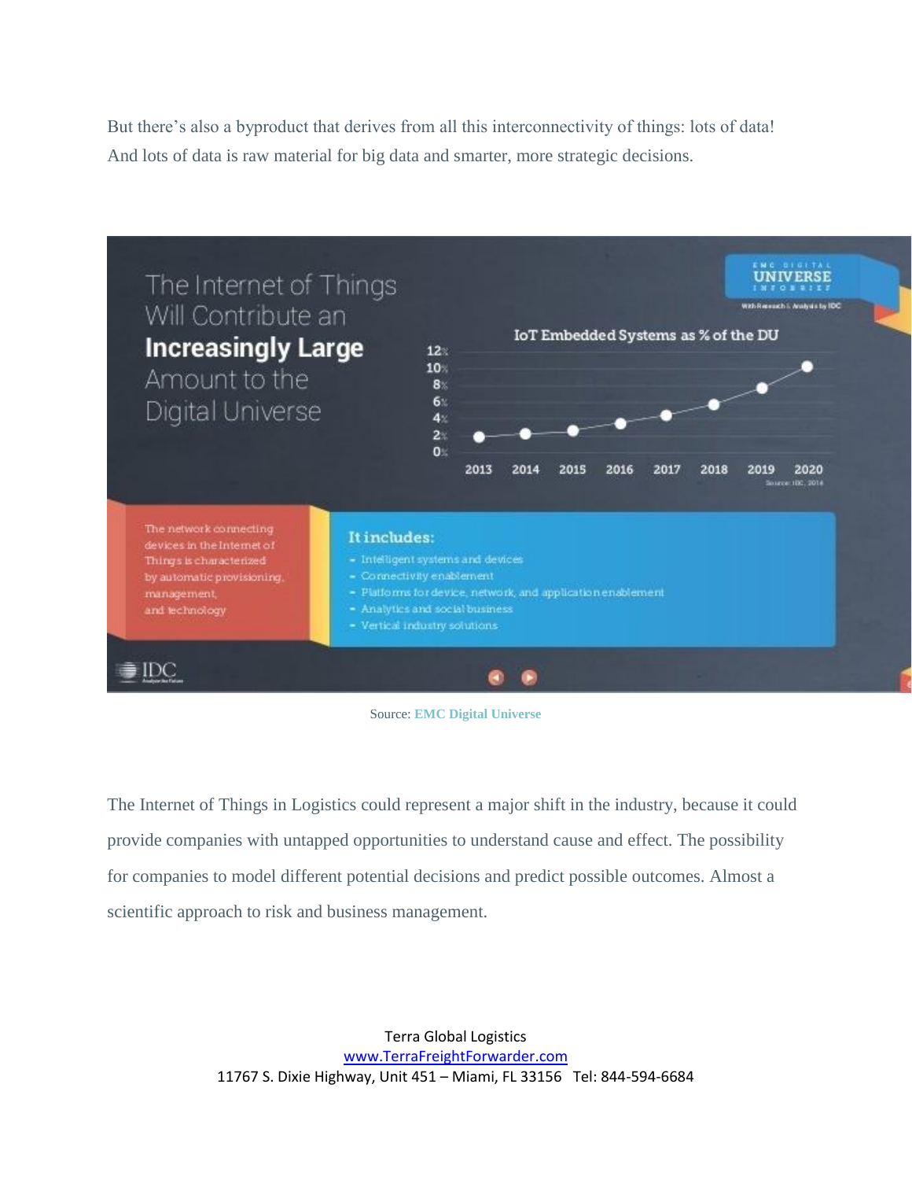But there's also a byproduct that derives from all this interconnectivity of things: lots of data! And lots of data is raw material for big data and smarter, more strategic decisions.

Source: EMC Digital Universe

The Internet of Things in Logistics could represent a major shift in the industry, because it could provide companies with untapped opportunities to understand cause and effect. The possibility for companies to model different potential decisions and predict possible outcomes. Almost a scientific approach to risk and business management.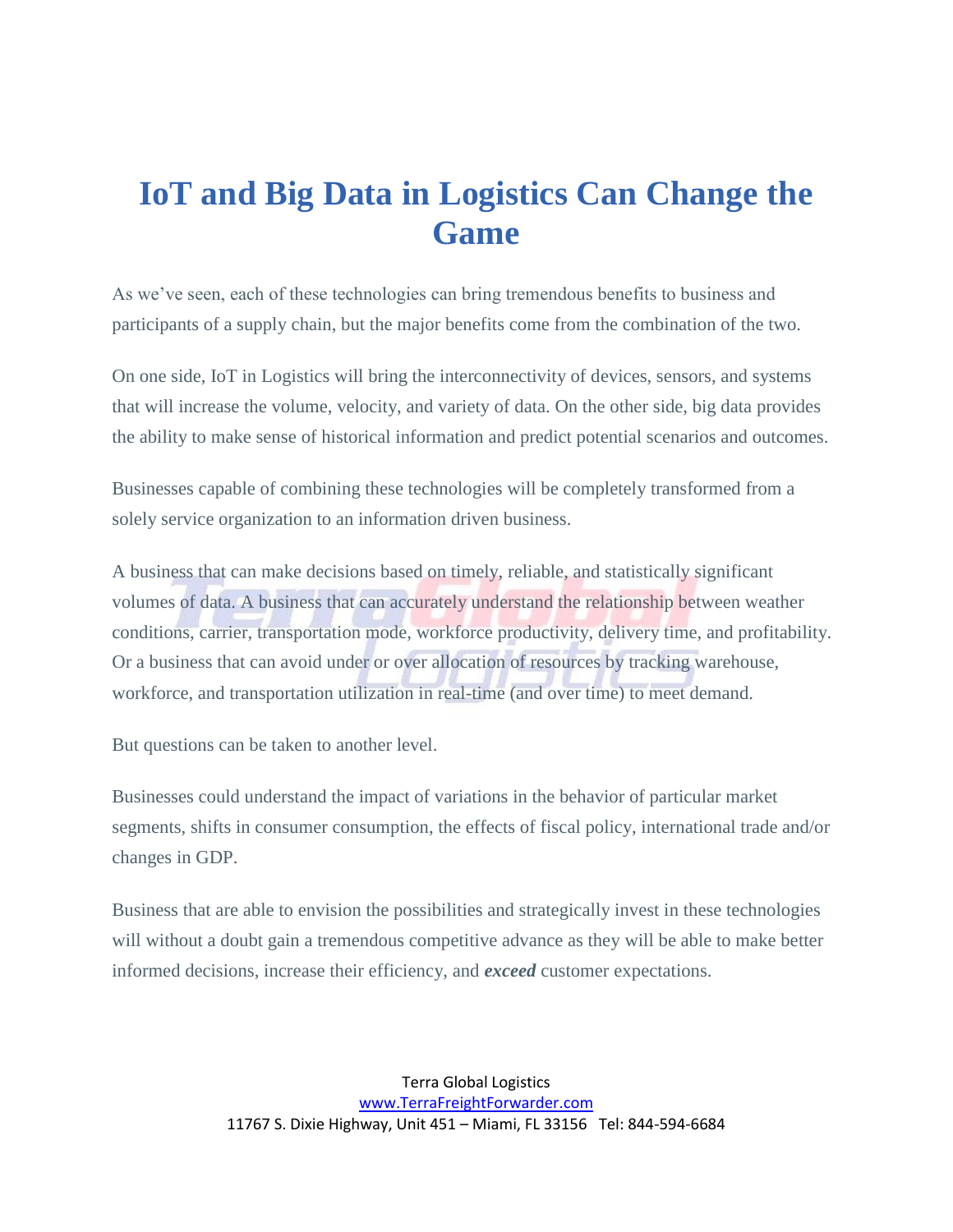# IoT and Big Data in Logistics Can Change the Game

As we've seen, each of these technologies can bring tremendous benefits to business and participants of a supply chain, but the major benefits come from the combination of the two.

On one side, IoT in Logistics will bring the interconnectivity of devices, sensors, and systems that will increase the volume, velocity, and variety of data. On the other side, big data provides the ability to make sense of historical information and predict potential scenarios and outcomes.

Businesses capable of combining these technologies will be completely transformed from a solely service organization to an information driven business.

A business that can make decisions based on timely, reliable, and statistically significant volumes of data. A business that can accurately understand the relationship between weather conditions, carrier, transportation mode, workforce productivity, delivery time, and profitability. Or a business that can avoid under or over allocation of resources by tracking warehouse, workforce, and transportation utilization in real-time (and over time) to meet demand.

But questions can be taken to another level.

Businesses could understand the impact of variations in the behavior of particular market segments, shifts in consumer consumption, the effects of fiscal policy, international trade and/or changes in GDP.

Business that are able to envision the possibilities and strategically invest in these technologies will without a doubt gain a tremendous competitive advance as they will be able to make better informed decisions, increase their efficiency, and ***exceed*** customer expectations.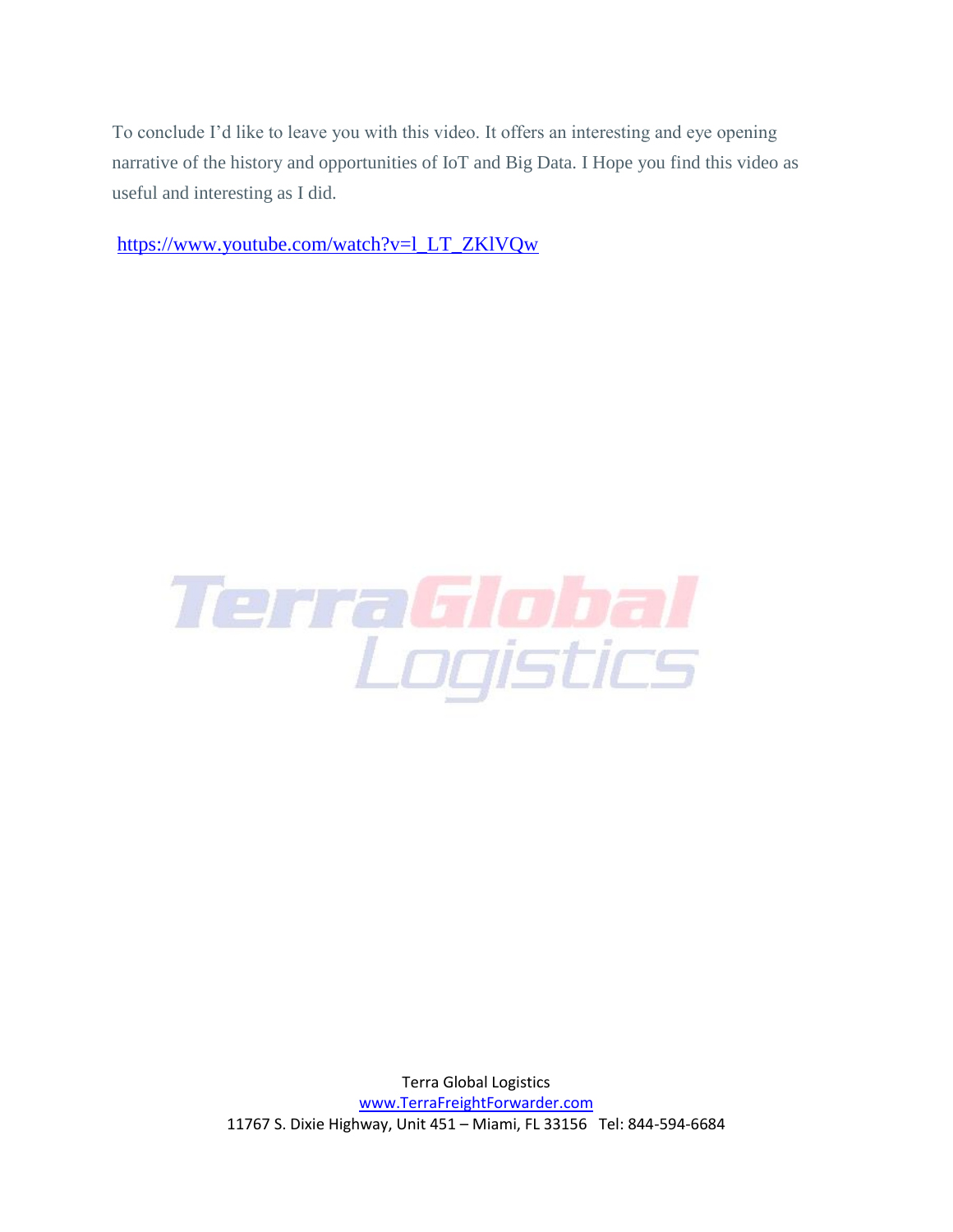To conclude I'd like to leave you with this video. It offers an interesting and eye opening narrative of the history and opportunities of IoT and Big Data. I Hope you find this video as useful and interesting as I did.

https://www.youtube.com/watch?v=l_LT_ZKlVQw